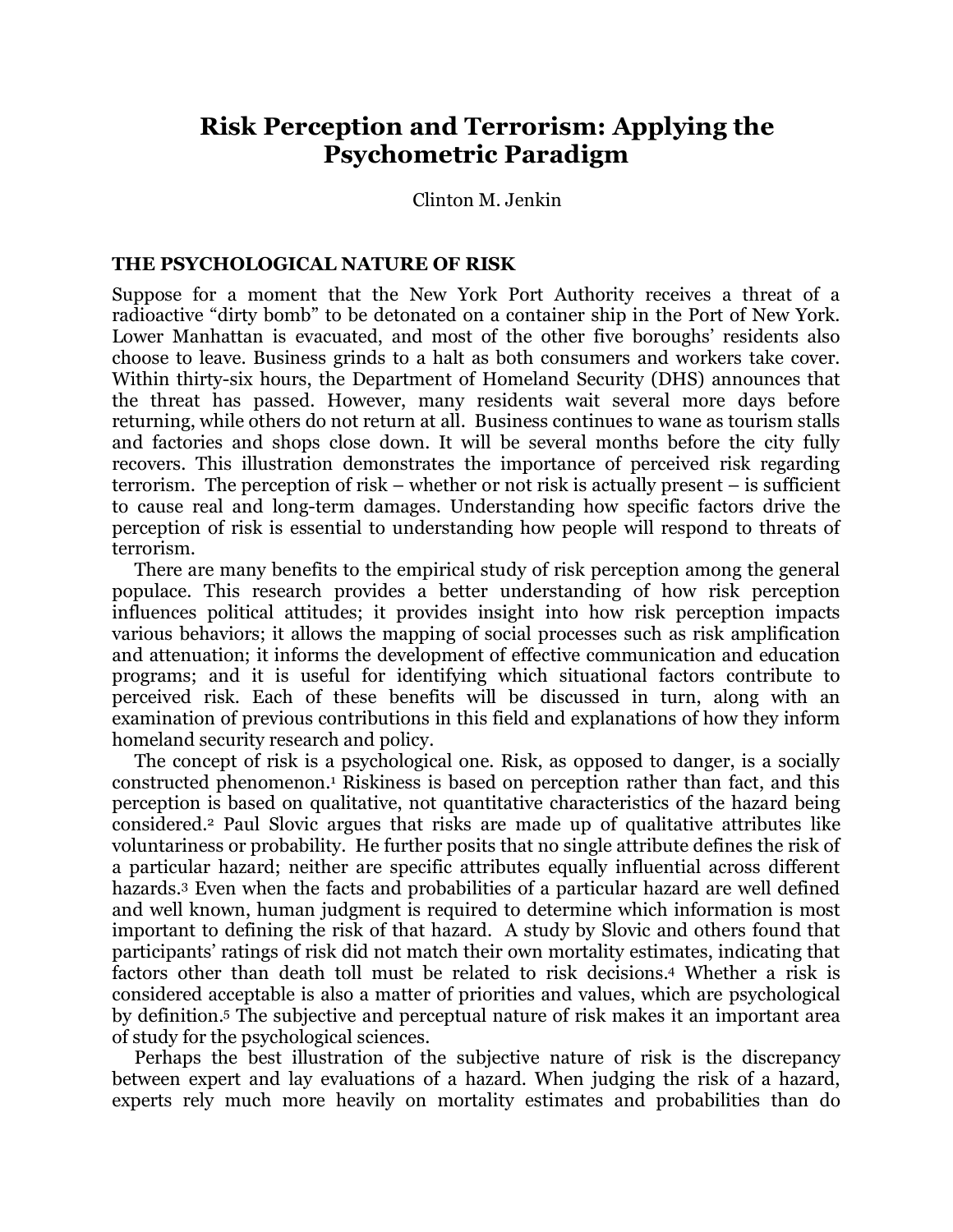# Risk Perception and Terrorism: Applying the Psychometric Paradigm

Clinton M. Jenkin

## THE PSYCHOLOGICAL NATURE OF RISK

Suppose for a moment that the New York Port Authority receives a threat of a radioactive "dirty bomb" to be detonated on a container ship in the Port of New York. Lower Manhattan is evacuated, and most of the other five boroughs' residents also choose to leave. Business grinds to a halt as both consumers and workers take cover. Within thirty-six hours, the Department of Homeland Security (DHS) announces that the threat has passed. However, many residents wait several more days before returning, while others do not return at all. Business continues to wane as tourism stalls and factories and shops close down. It will be several months before the city fully recovers. This illustration demonstrates the importance of perceived risk regarding terrorism. The perception of risk – whether or not risk is actually present – is sufficient to cause real and long-term damages. Understanding how specific factors drive the perception of risk is essential to understanding how people will respond to threats of terrorism.

There are many benefits to the empirical study of risk perception among the general populace. This research provides a better understanding of how risk perception influences political attitudes; it provides insight into how risk perception impacts various behaviors; it allows the mapping of social processes such as risk amplification and attenuation; it informs the development of effective communication and education programs; and it is useful for identifying which situational factors contribute to perceived risk. Each of these benefits will be discussed in turn, along with an examination of previous contributions in this field and explanations of how they inform homeland security research and policy.

The concept of risk is a psychological one. Risk, as opposed to danger, is a socially constructed phenomenon.[1] Riskiness is based on perception rather than fact, and this perception is based on qualitative, not quantitative characteristics of the hazard being considered.[2] Paul Slovic argues that risks are made up of qualitative attributes like voluntariness or probability. He further posits that no single attribute defines the risk of a particular hazard; neither are specific attributes equally influential across different hazards.[3] Even when the facts and probabilities of a particular hazard are well defined and well known, human judgment is required to determine which information is most important to defining the risk of that hazard. A study by Slovic and others found that participants' ratings of risk did not match their own mortality estimates, indicating that factors other than death toll must be related to risk decisions.[4] Whether a risk is considered acceptable is also a matter of priorities and values, which are psychological by definition.[5] The subjective and perceptual nature of risk makes it an important area of study for the psychological sciences.

Perhaps the best illustration of the subjective nature of risk is the discrepancy between expert and lay evaluations of a hazard. When judging the risk of a hazard, experts rely much more heavily on mortality estimates and probabilities than do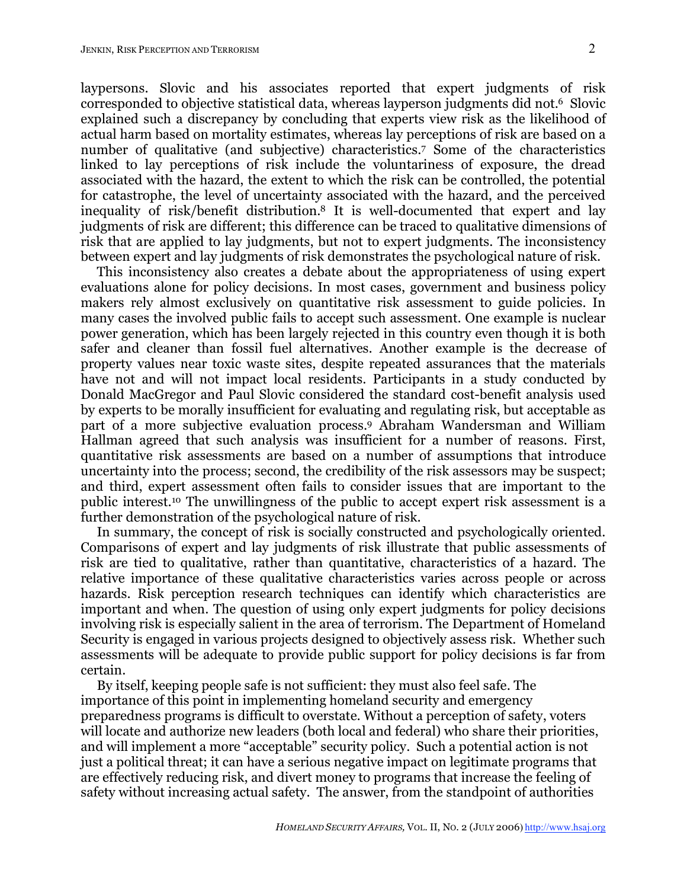laypersons. Slovic and his associates reported that expert judgments of risk corresponded to objective statistical data, whereas layperson judgments did not.[6] Slovic explained such a discrepancy by concluding that experts view risk as the likelihood of actual harm based on mortality estimates, whereas lay perceptions of risk are based on a number of qualitative (and subjective) characteristics.[7] Some of the characteristics linked to lay perceptions of risk include the voluntariness of exposure, the dread associated with the hazard, the extent to which the risk can be controlled, the potential for catastrophe, the level of uncertainty associated with the hazard, and the perceived inequality of risk/benefit distribution.[8] It is well-documented that expert and lay judgments of risk are different; this difference can be traced to qualitative dimensions of risk that are applied to lay judgments, but not to expert judgments. The inconsistency between expert and lay judgments of risk demonstrates the psychological nature of risk.

This inconsistency also creates a debate about the appropriateness of using expert evaluations alone for policy decisions. In most cases, government and business policy makers rely almost exclusively on quantitative risk assessment to guide policies. In many cases the involved public fails to accept such assessment. One example is nuclear power generation, which has been largely rejected in this country even though it is both safer and cleaner than fossil fuel alternatives. Another example is the decrease of property values near toxic waste sites, despite repeated assurances that the materials have not and will not impact local residents. Participants in a study conducted by Donald MacGregor and Paul Slovic considered the standard cost-benefit analysis used by experts to be morally insufficient for evaluating and regulating risk, but acceptable as part of a more subjective evaluation process.[9] Abraham Wandersman and William Hallman agreed that such analysis was insufficient for a number of reasons. First, quantitative risk assessments are based on a number of assumptions that introduce uncertainty into the process; second, the credibility of the risk assessors may be suspect; and third, expert assessment often fails to consider issues that are important to the public interest.[10] The unwillingness of the public to accept expert risk assessment is a further demonstration of the psychological nature of risk.

In summary, the concept of risk is socially constructed and psychologically oriented. Comparisons of expert and lay judgments of risk illustrate that public assessments of risk are tied to qualitative, rather than quantitative, characteristics of a hazard. The relative importance of these qualitative characteristics varies across people or across hazards. Risk perception research techniques can identify which characteristics are important and when. The question of using only expert judgments for policy decisions involving risk is especially salient in the area of terrorism. The Department of Homeland Security is engaged in various projects designed to objectively assess risk. Whether such assessments will be adequate to provide public support for policy decisions is far from certain.

By itself, keeping people safe is not sufficient: they must also feel safe. The importance of this point in implementing homeland security and emergency preparedness programs is difficult to overstate. Without a perception of safety, voters will locate and authorize new leaders (both local and federal) who share their priorities, and will implement a more "acceptable" security policy. Such a potential action is not just a political threat; it can have a serious negative impact on legitimate programs that are effectively reducing risk, and divert money to programs that increase the feeling of safety without increasing actual safety. The answer, from the standpoint of authorities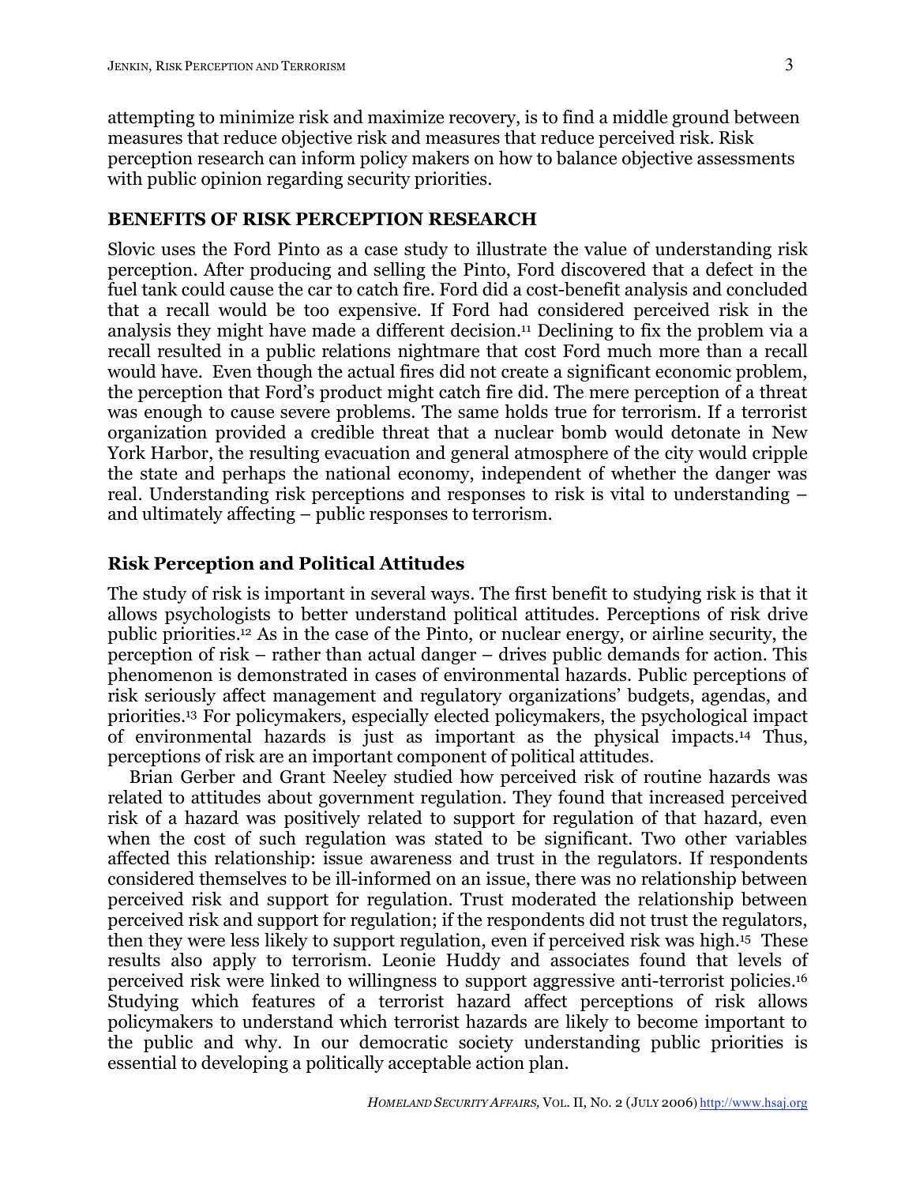attempting to minimize risk and maximize recovery, is to find a middle ground between measures that reduce objective risk and measures that reduce perceived risk. Risk perception research can inform policy makers on how to balance objective assessments with public opinion regarding security priorities.

## BENEFITS OF RISK PERCEPTION RESEARCH

Slovic uses the Ford Pinto as a case study to illustrate the value of understanding risk perception. After producing and selling the Pinto, Ford discovered that a defect in the fuel tank could cause the car to catch fire. Ford did a cost-benefit analysis and concluded that a recall would be too expensive. If Ford had considered perceived risk in the analysis they might have made a different decision.[11] Declining to fix the problem via a recall resulted in a public relations nightmare that cost Ford much more than a recall would have. Even though the actual fires did not create a significant economic problem, the perception that Ford's product might catch fire did. The mere perception of a threat was enough to cause severe problems. The same holds true for terrorism. If a terrorist organization provided a credible threat that a nuclear bomb would detonate in New York Harbor, the resulting evacuation and general atmosphere of the city would cripple the state and perhaps the national economy, independent of whether the danger was real. Understanding risk perceptions and responses to risk is vital to understanding – and ultimately affecting – public responses to terrorism.

### Risk Perception and Political Attitudes

The study of risk is important in several ways. The first benefit to studying risk is that it allows psychologists to better understand political attitudes. Perceptions of risk drive public priorities.[12] As in the case of the Pinto, or nuclear energy, or airline security, the perception of risk – rather than actual danger – drives public demands for action. This phenomenon is demonstrated in cases of environmental hazards. Public perceptions of risk seriously affect management and regulatory organizations' budgets, agendas, and priorities.[13] For policymakers, especially elected policymakers, the psychological impact of environmental hazards is just as important as the physical impacts.[14] Thus, perceptions of risk are an important component of political attitudes.

Brian Gerber and Grant Neeley studied how perceived risk of routine hazards was related to attitudes about government regulation. They found that increased perceived risk of a hazard was positively related to support for regulation of that hazard, even when the cost of such regulation was stated to be significant. Two other variables affected this relationship: issue awareness and trust in the regulators. If respondents considered themselves to be ill-informed on an issue, there was no relationship between perceived risk and support for regulation. Trust moderated the relationship between perceived risk and support for regulation; if the respondents did not trust the regulators, then they were less likely to support regulation, even if perceived risk was high.[15] These results also apply to terrorism. Leonie Huddy and associates found that levels of perceived risk were linked to willingness to support aggressive anti-terrorist policies.[16] Studying which features of a terrorist hazard affect perceptions of risk allows policymakers to understand which terrorist hazards are likely to become important to the public and why. In our democratic society understanding public priorities is essential to developing a politically acceptable action plan.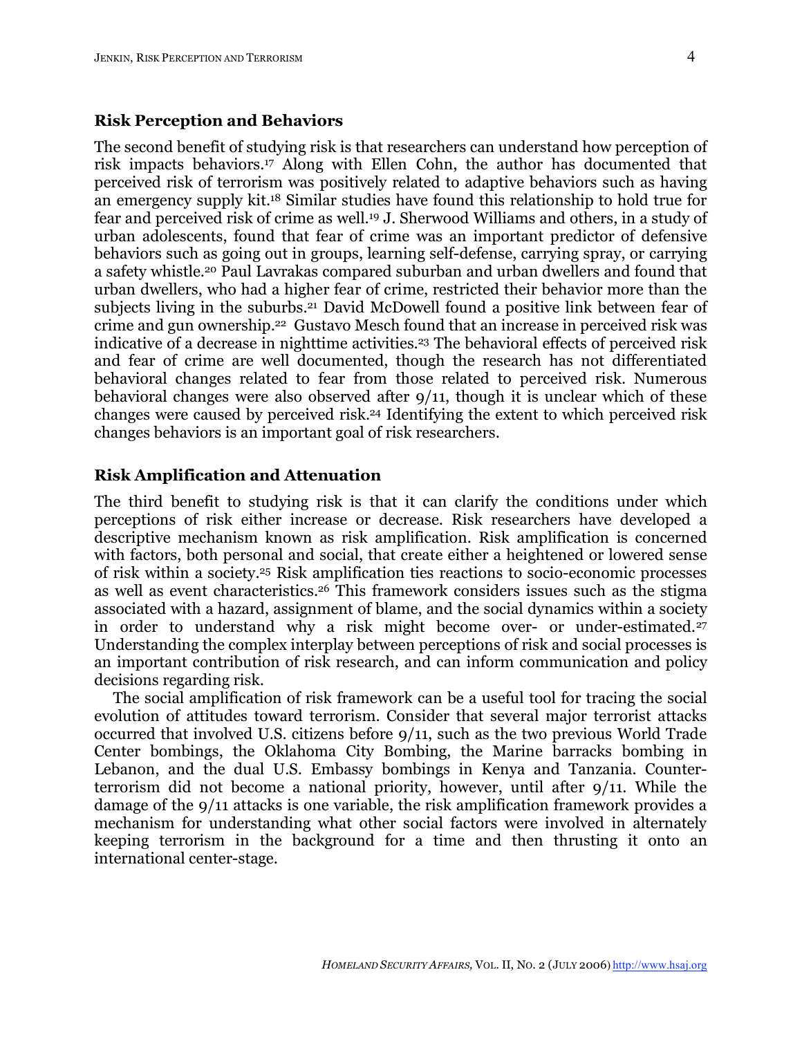## Risk Perception and Behaviors

The second benefit of studying risk is that researchers can understand how perception of risk impacts behaviors.[17] Along with Ellen Cohn, the author has documented that perceived risk of terrorism was positively related to adaptive behaviors such as having an emergency supply kit.[18] Similar studies have found this relationship to hold true for fear and perceived risk of crime as well.[19] J. Sherwood Williams and others, in a study of urban adolescents, found that fear of crime was an important predictor of defensive behaviors such as going out in groups, learning self-defense, carrying spray, or carrying a safety whistle.[20] Paul Lavrakas compared suburban and urban dwellers and found that urban dwellers, who had a higher fear of crime, restricted their behavior more than the subjects living in the suburbs.[21] David McDowell found a positive link between fear of crime and gun ownership.[22] Gustavo Mesch found that an increase in perceived risk was indicative of a decrease in nighttime activities.[23] The behavioral effects of perceived risk and fear of crime are well documented, though the research has not differentiated behavioral changes related to fear from those related to perceived risk. Numerous behavioral changes were also observed after 9/11, though it is unclear which of these changes were caused by perceived risk.[24] Identifying the extent to which perceived risk changes behaviors is an important goal of risk researchers.

## Risk Amplification and Attenuation

The third benefit to studying risk is that it can clarify the conditions under which perceptions of risk either increase or decrease. Risk researchers have developed a descriptive mechanism known as risk amplification. Risk amplification is concerned with factors, both personal and social, that create either a heightened or lowered sense of risk within a society.[25] Risk amplification ties reactions to socio-economic processes as well as event characteristics.[26] This framework considers issues such as the stigma associated with a hazard, assignment of blame, and the social dynamics within a society in order to understand why a risk might become over- or under-estimated.[27] Understanding the complex interplay between perceptions of risk and social processes is an important contribution of risk research, and can inform communication and policy decisions regarding risk.

The social amplification of risk framework can be a useful tool for tracing the social evolution of attitudes toward terrorism. Consider that several major terrorist attacks occurred that involved U.S. citizens before 9/11, such as the two previous World Trade Center bombings, the Oklahoma City Bombing, the Marine barracks bombing in Lebanon, and the dual U.S. Embassy bombings in Kenya and Tanzania. Counter-terrorism did not become a national priority, however, until after 9/11. While the damage of the 9/11 attacks is one variable, the risk amplification framework provides a mechanism for understanding what other social factors were involved in alternately keeping terrorism in the background for a time and then thrusting it onto an international center-stage.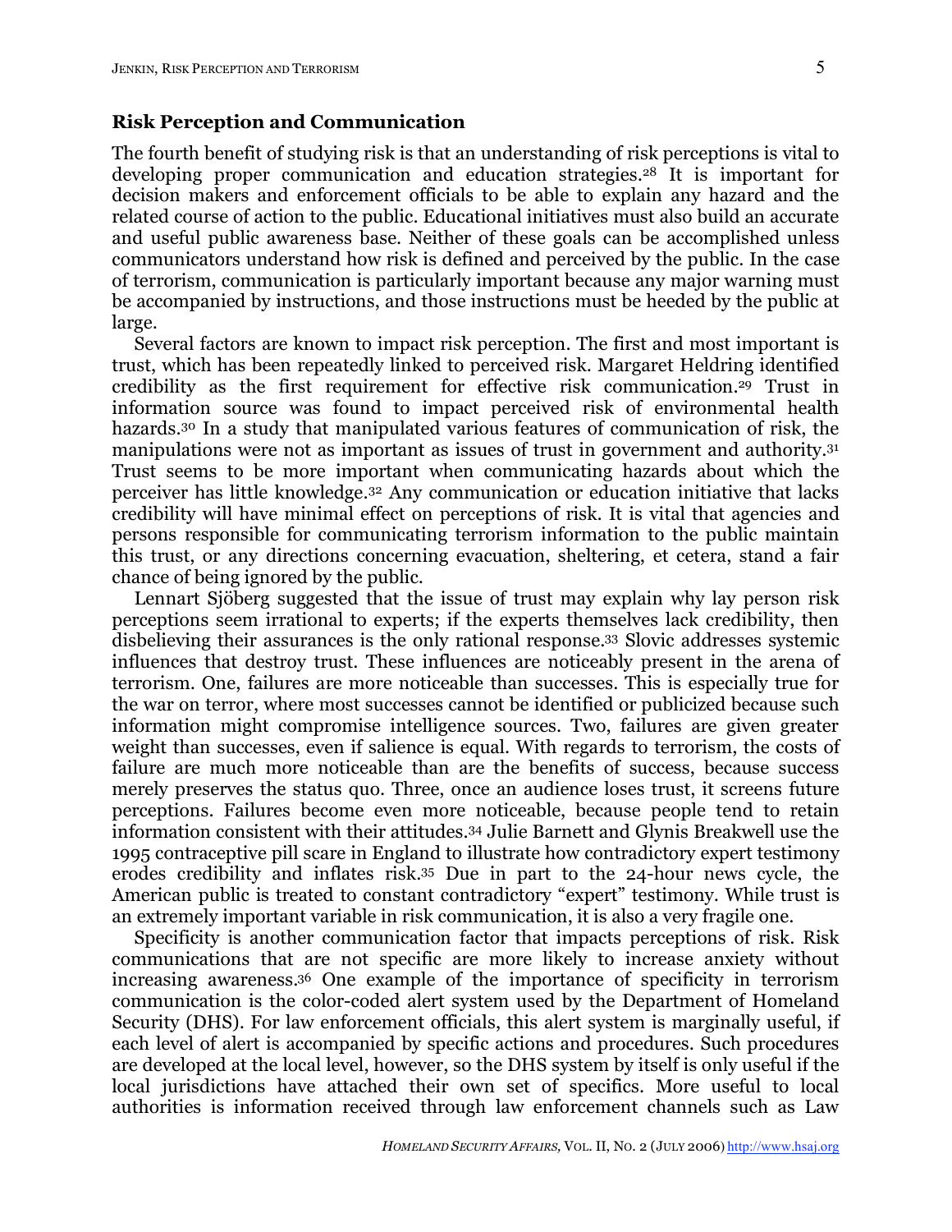### Risk Perception and Communication

The fourth benefit of studying risk is that an understanding of risk perceptions is vital to developing proper communication and education strategies.[28] It is important for decision makers and enforcement officials to be able to explain any hazard and the related course of action to the public. Educational initiatives must also build an accurate and useful public awareness base. Neither of these goals can be accomplished unless communicators understand how risk is defined and perceived by the public. In the case of terrorism, communication is particularly important because any major warning must be accompanied by instructions, and those instructions must be heeded by the public at large.

Several factors are known to impact risk perception. The first and most important is trust, which has been repeatedly linked to perceived risk. Margaret Heldring identified credibility as the first requirement for effective risk communication.[29] Trust in information source was found to impact perceived risk of environmental health hazards.[30] In a study that manipulated various features of communication of risk, the manipulations were not as important as issues of trust in government and authority.[31] Trust seems to be more important when communicating hazards about which the perceiver has little knowledge.[32] Any communication or education initiative that lacks credibility will have minimal effect on perceptions of risk. It is vital that agencies and persons responsible for communicating terrorism information to the public maintain this trust, or any directions concerning evacuation, sheltering, et cetera, stand a fair chance of being ignored by the public.

Lennart Sjöberg suggested that the issue of trust may explain why lay person risk perceptions seem irrational to experts; if the experts themselves lack credibility, then disbelieving their assurances is the only rational response.[33] Slovic addresses systemic influences that destroy trust. These influences are noticeably present in the arena of terrorism. One, failures are more noticeable than successes. This is especially true for the war on terror, where most successes cannot be identified or publicized because such information might compromise intelligence sources. Two, failures are given greater weight than successes, even if salience is equal. With regards to terrorism, the costs of failure are much more noticeable than are the benefits of success, because success merely preserves the status quo. Three, once an audience loses trust, it screens future perceptions. Failures become even more noticeable, because people tend to retain information consistent with their attitudes.[34] Julie Barnett and Glynis Breakwell use the 1995 contraceptive pill scare in England to illustrate how contradictory expert testimony erodes credibility and inflates risk.[35] Due in part to the 24-hour news cycle, the American public is treated to constant contradictory "expert" testimony. While trust is an extremely important variable in risk communication, it is also a very fragile one.

Specificity is another communication factor that impacts perceptions of risk. Risk communications that are not specific are more likely to increase anxiety without increasing awareness.[36] One example of the importance of specificity in terrorism communication is the color-coded alert system used by the Department of Homeland Security (DHS). For law enforcement officials, this alert system is marginally useful, if each level of alert is accompanied by specific actions and procedures. Such procedures are developed at the local level, however, so the DHS system by itself is only useful if the local jurisdictions have attached their own set of specifics. More useful to local authorities is information received through law enforcement channels such as Law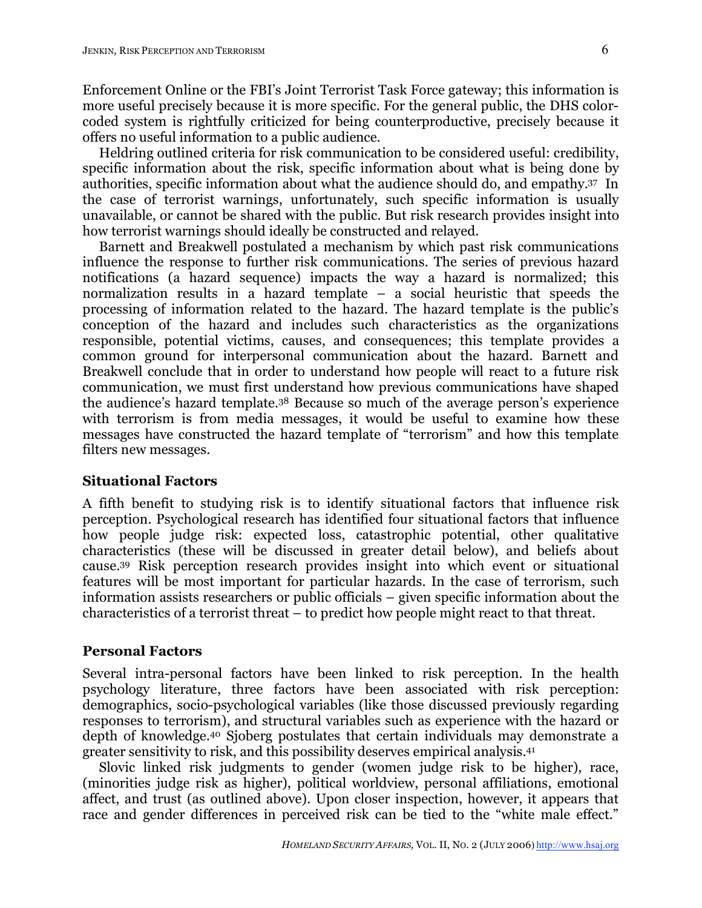Enforcement Online or the FBI's Joint Terrorist Task Force gateway; this information is more useful precisely because it is more specific. For the general public, the DHS color-coded system is rightfully criticized for being counterproductive, precisely because it offers no useful information to a public audience.

Heldring outlined criteria for risk communication to be considered useful: credibility, specific information about the risk, specific information about what is being done by authorities, specific information about what the audience should do, and empathy.[37] In the case of terrorist warnings, unfortunately, such specific information is usually unavailable, or cannot be shared with the public. But risk research provides insight into how terrorist warnings should ideally be constructed and relayed.

Barnett and Breakwell postulated a mechanism by which past risk communications influence the response to further risk communications. The series of previous hazard notifications (a hazard sequence) impacts the way a hazard is normalized; this normalization results in a hazard template – a social heuristic that speeds the processing of information related to the hazard. The hazard template is the public's conception of the hazard and includes such characteristics as the organizations responsible, potential victims, causes, and consequences; this template provides a common ground for interpersonal communication about the hazard. Barnett and Breakwell conclude that in order to understand how people will react to a future risk communication, we must first understand how previous communications have shaped the audience's hazard template.[38] Because so much of the average person's experience with terrorism is from media messages, it would be useful to examine how these messages have constructed the hazard template of "terrorism" and how this template filters new messages.

### Situational Factors

A fifth benefit to studying risk is to identify situational factors that influence risk perception. Psychological research has identified four situational factors that influence how people judge risk: expected loss, catastrophic potential, other qualitative characteristics (these will be discussed in greater detail below), and beliefs about cause.[39] Risk perception research provides insight into which event or situational features will be most important for particular hazards. In the case of terrorism, such information assists researchers or public officials – given specific information about the characteristics of a terrorist threat – to predict how people might react to that threat.

### Personal Factors

Several intra-personal factors have been linked to risk perception. In the health psychology literature, three factors have been associated with risk perception: demographics, socio-psychological variables (like those discussed previously regarding responses to terrorism), and structural variables such as experience with the hazard or depth of knowledge.[40] Sjoberg postulates that certain individuals may demonstrate a greater sensitivity to risk, and this possibility deserves empirical analysis.[41]

Slovic linked risk judgments to gender (women judge risk to be higher), race, (minorities judge risk as higher), political worldview, personal affiliations, emotional affect, and trust (as outlined above). Upon closer inspection, however, it appears that race and gender differences in perceived risk can be tied to the "white male effect."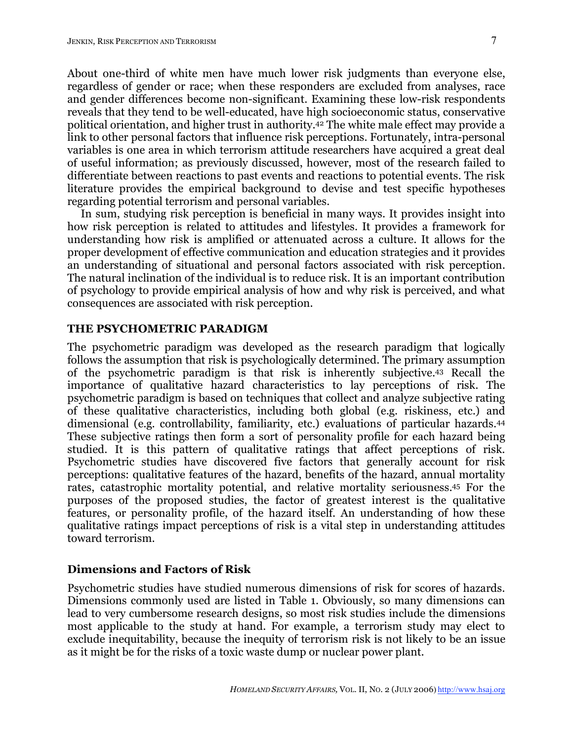About one-third of white men have much lower risk judgments than everyone else, regardless of gender or race; when these responders are excluded from analyses, race and gender differences become non-significant. Examining these low-risk respondents reveals that they tend to be well-educated, have high socioeconomic status, conservative political orientation, and higher trust in authority.[42] The white male effect may provide a link to other personal factors that influence risk perceptions. Fortunately, intra-personal variables is one area in which terrorism attitude researchers have acquired a great deal of useful information; as previously discussed, however, most of the research failed to differentiate between reactions to past events and reactions to potential events. The risk literature provides the empirical background to devise and test specific hypotheses regarding potential terrorism and personal variables.

In sum, studying risk perception is beneficial in many ways. It provides insight into how risk perception is related to attitudes and lifestyles. It provides a framework for understanding how risk is amplified or attenuated across a culture. It allows for the proper development of effective communication and education strategies and it provides an understanding of situational and personal factors associated with risk perception. The natural inclination of the individual is to reduce risk. It is an important contribution of psychology to provide empirical analysis of how and why risk is perceived, and what consequences are associated with risk perception.

## THE PSYCHOMETRIC PARADIGM

The psychometric paradigm was developed as the research paradigm that logically follows the assumption that risk is psychologically determined. The primary assumption of the psychometric paradigm is that risk is inherently subjective.[43] Recall the importance of qualitative hazard characteristics to lay perceptions of risk. The psychometric paradigm is based on techniques that collect and analyze subjective rating of these qualitative characteristics, including both global (e.g. riskiness, etc.) and dimensional (e.g. controllability, familiarity, etc.) evaluations of particular hazards.[44] These subjective ratings then form a sort of personality profile for each hazard being studied. It is this pattern of qualitative ratings that affect perceptions of risk. Psychometric studies have discovered five factors that generally account for risk perceptions: qualitative features of the hazard, benefits of the hazard, annual mortality rates, catastrophic mortality potential, and relative mortality seriousness.[45] For the purposes of the proposed studies, the factor of greatest interest is the qualitative features, or personality profile, of the hazard itself. An understanding of how these qualitative ratings impact perceptions of risk is a vital step in understanding attitudes toward terrorism.

### Dimensions and Factors of Risk

Psychometric studies have studied numerous dimensions of risk for scores of hazards. Dimensions commonly used are listed in Table 1. Obviously, so many dimensions can lead to very cumbersome research designs, so most risk studies include the dimensions most applicable to the study at hand. For example, a terrorism study may elect to exclude inequitability, because the inequity of terrorism risk is not likely to be an issue as it might be for the risks of a toxic waste dump or nuclear power plant.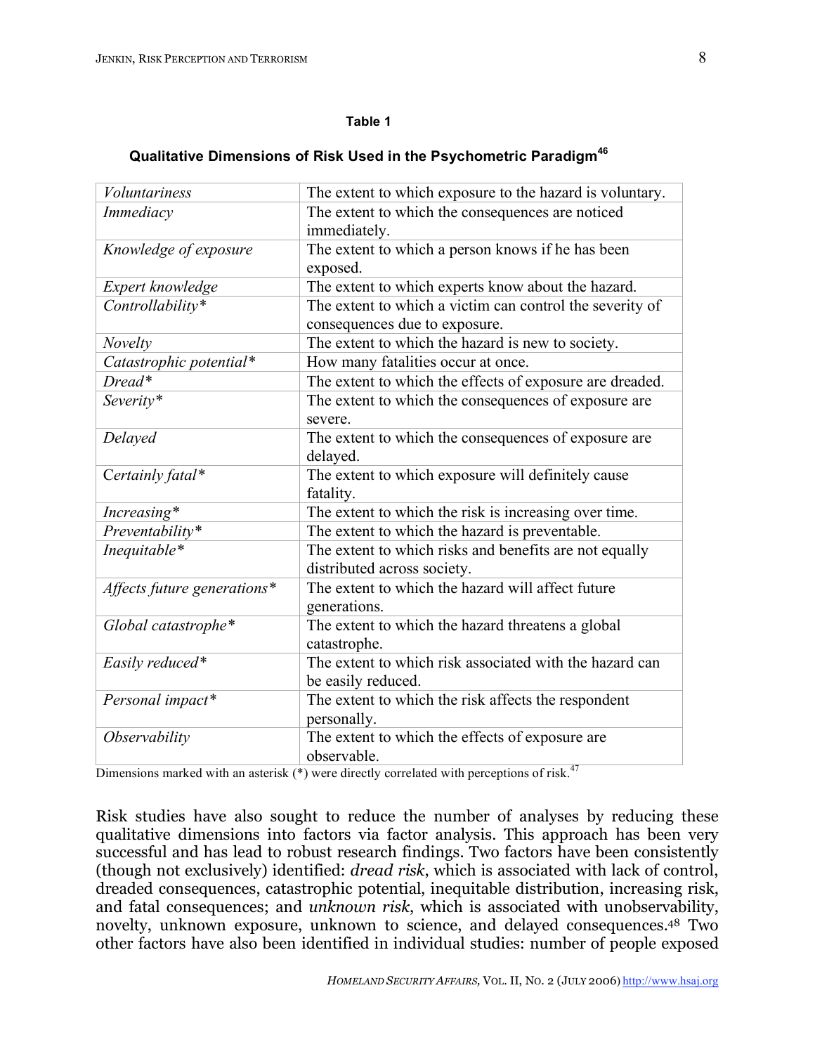**Table 1**

**Qualitative Dimensions of Risk Used in the Psychometric Paradigm[46]**

| | |
|---|---|
| *Voluntariness* | The extent to which exposure to the hazard is voluntary. |
| *Immediacy* | The extent to which the consequences are noticed immediately. |
| *Knowledge of exposure* | The extent to which a person knows if he has been exposed. |
| *Expert knowledge* | The extent to which experts know about the hazard. |
| *Controllability** | The extent to which a victim can control the severity of consequences due to exposure. |
| *Novelty* | The extent to which the hazard is new to society. |
| *Catastrophic potential** | How many fatalities occur at once. |
| *Dread** | The extent to which the effects of exposure are dreaded. |
| *Severity** | The extent to which the consequences of exposure are severe. |
| *Delayed* | The extent to which the consequences of exposure are delayed. |
| Certainly fatal* | The extent to which exposure will definitely cause fatality. |
| *Increasing** | The extent to which the risk is increasing over time. |
| *Preventability** | The extent to which the hazard is preventable. |
| *Inequitable** | The extent to which risks and benefits are not equally distributed across society. |
| *Affects future generations** | The extent to which the hazard will affect future generations. |
| *Global catastrophe** | The extent to which the hazard threatens a global catastrophe. |
| *Easily reduced** | The extent to which risk associated with the hazard can be easily reduced. |
| *Personal impact** | The extent to which the risk affects the respondent personally. |
| *Observability* | The extent to which the effects of exposure are observable. |

Dimensions marked with an asterisk (*) were directly correlated with perceptions of risk.[47]

Risk studies have also sought to reduce the number of analyses by reducing these qualitative dimensions into factors via factor analysis. This approach has been very successful and has lead to robust research findings. Two factors have been consistently (though not exclusively) identified: *dread risk*, which is associated with lack of control, dreaded consequences, catastrophic potential, inequitable distribution, increasing risk, and fatal consequences; and *unknown risk*, which is associated with unobservability, novelty, unknown exposure, unknown to science, and delayed consequences.[48] Two other factors have also been identified in individual studies: number of people exposed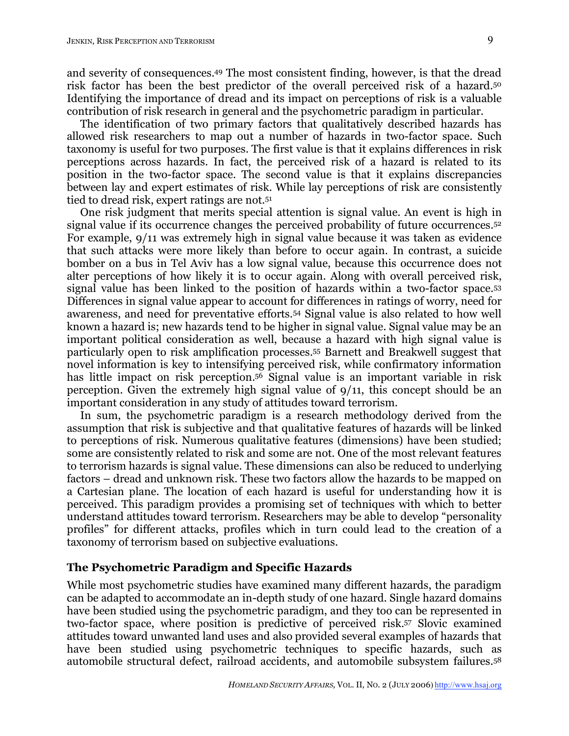and severity of consequences.[49] The most consistent finding, however, is that the dread risk factor has been the best predictor of the overall perceived risk of a hazard.[50] Identifying the importance of dread and its impact on perceptions of risk is a valuable contribution of risk research in general and the psychometric paradigm in particular.

The identification of two primary factors that qualitatively described hazards has allowed risk researchers to map out a number of hazards in two-factor space. Such taxonomy is useful for two purposes. The first value is that it explains differences in risk perceptions across hazards. In fact, the perceived risk of a hazard is related to its position in the two-factor space. The second value is that it explains discrepancies between lay and expert estimates of risk. While lay perceptions of risk are consistently tied to dread risk, expert ratings are not.[51]

One risk judgment that merits special attention is signal value. An event is high in signal value if its occurrence changes the perceived probability of future occurrences.[52] For example, 9/11 was extremely high in signal value because it was taken as evidence that such attacks were more likely than before to occur again. In contrast, a suicide bomber on a bus in Tel Aviv has a low signal value, because this occurrence does not alter perceptions of how likely it is to occur again. Along with overall perceived risk, signal value has been linked to the position of hazards within a two-factor space.[53] Differences in signal value appear to account for differences in ratings of worry, need for awareness, and need for preventative efforts.[54] Signal value is also related to how well known a hazard is; new hazards tend to be higher in signal value. Signal value may be an important political consideration as well, because a hazard with high signal value is particularly open to risk amplification processes.[55] Barnett and Breakwell suggest that novel information is key to intensifying perceived risk, while confirmatory information has little impact on risk perception.[56] Signal value is an important variable in risk perception. Given the extremely high signal value of 9/11, this concept should be an important consideration in any study of attitudes toward terrorism.

In sum, the psychometric paradigm is a research methodology derived from the assumption that risk is subjective and that qualitative features of hazards will be linked to perceptions of risk. Numerous qualitative features (dimensions) have been studied; some are consistently related to risk and some are not. One of the most relevant features to terrorism hazards is signal value. These dimensions can also be reduced to underlying factors – dread and unknown risk. These two factors allow the hazards to be mapped on a Cartesian plane. The location of each hazard is useful for understanding how it is perceived. This paradigm provides a promising set of techniques with which to better understand attitudes toward terrorism. Researchers may be able to develop "personality profiles" for different attacks, profiles which in turn could lead to the creation of a taxonomy of terrorism based on subjective evaluations.

## The Psychometric Paradigm and Specific Hazards

While most psychometric studies have examined many different hazards, the paradigm can be adapted to accommodate an in-depth study of one hazard. Single hazard domains have been studied using the psychometric paradigm, and they too can be represented in two-factor space, where position is predictive of perceived risk.[57] Slovic examined attitudes toward unwanted land uses and also provided several examples of hazards that have been studied using psychometric techniques to specific hazards, such as automobile structural defect, railroad accidents, and automobile subsystem failures.[58]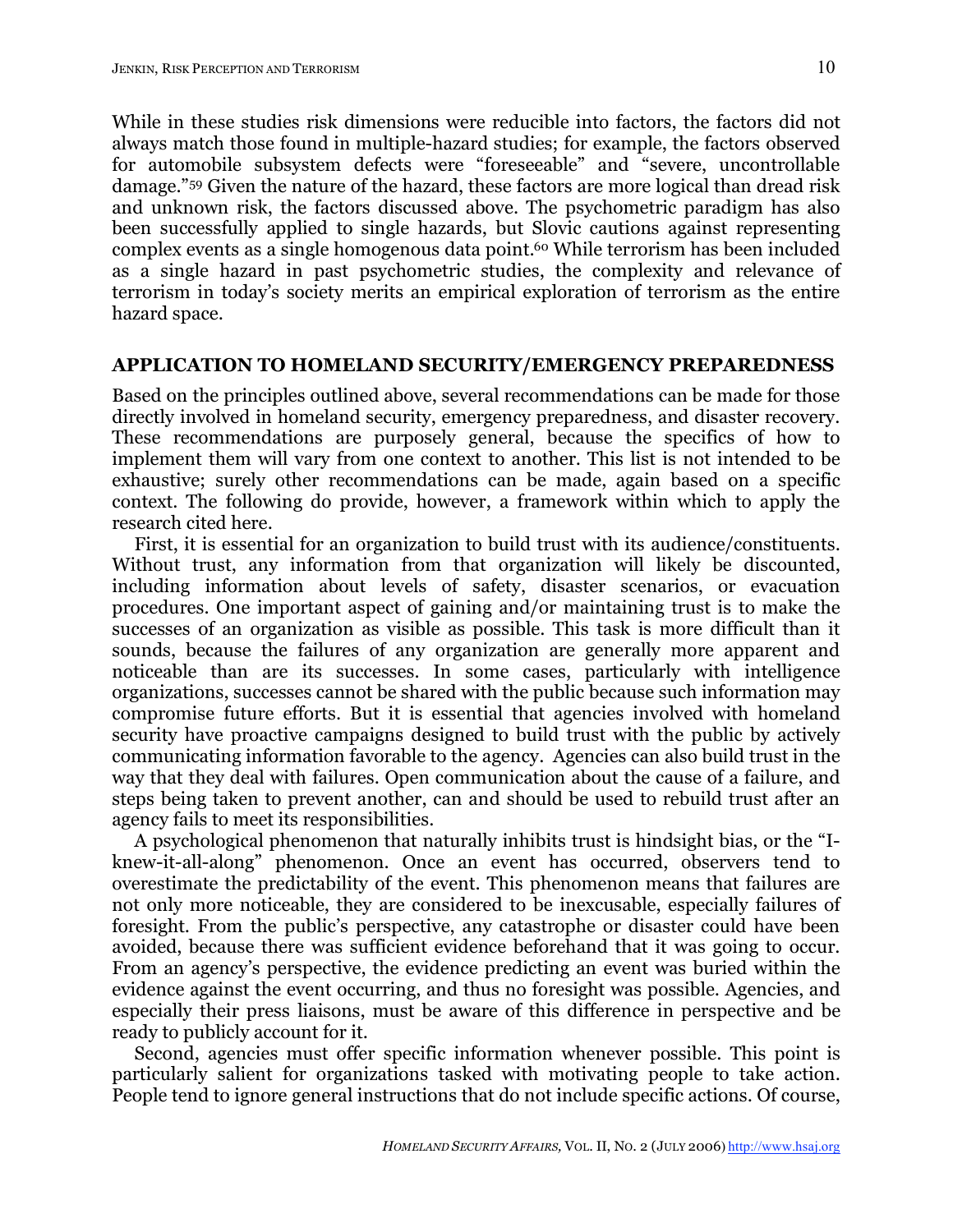While in these studies risk dimensions were reducible into factors, the factors did not always match those found in multiple-hazard studies; for example, the factors observed for automobile subsystem defects were "foreseeable" and "severe, uncontrollable damage."[59] Given the nature of the hazard, these factors are more logical than dread risk and unknown risk, the factors discussed above. The psychometric paradigm has also been successfully applied to single hazards, but Slovic cautions against representing complex events as a single homogenous data point.[60] While terrorism has been included as a single hazard in past psychometric studies, the complexity and relevance of terrorism in today's society merits an empirical exploration of terrorism as the entire hazard space.

## APPLICATION TO HOMELAND SECURITY/EMERGENCY PREPAREDNESS

Based on the principles outlined above, several recommendations can be made for those directly involved in homeland security, emergency preparedness, and disaster recovery. These recommendations are purposely general, because the specifics of how to implement them will vary from one context to another. This list is not intended to be exhaustive; surely other recommendations can be made, again based on a specific context. The following do provide, however, a framework within which to apply the research cited here.

First, it is essential for an organization to build trust with its audience/constituents. Without trust, any information from that organization will likely be discounted, including information about levels of safety, disaster scenarios, or evacuation procedures. One important aspect of gaining and/or maintaining trust is to make the successes of an organization as visible as possible. This task is more difficult than it sounds, because the failures of any organization are generally more apparent and noticeable than are its successes. In some cases, particularly with intelligence organizations, successes cannot be shared with the public because such information may compromise future efforts. But it is essential that agencies involved with homeland security have proactive campaigns designed to build trust with the public by actively communicating information favorable to the agency. Agencies can also build trust in the way that they deal with failures. Open communication about the cause of a failure, and steps being taken to prevent another, can and should be used to rebuild trust after an agency fails to meet its responsibilities.

A psychological phenomenon that naturally inhibits trust is hindsight bias, or the "I-knew-it-all-along" phenomenon. Once an event has occurred, observers tend to overestimate the predictability of the event. This phenomenon means that failures are not only more noticeable, they are considered to be inexcusable, especially failures of foresight. From the public's perspective, any catastrophe or disaster could have been avoided, because there was sufficient evidence beforehand that it was going to occur. From an agency's perspective, the evidence predicting an event was buried within the evidence against the event occurring, and thus no foresight was possible. Agencies, and especially their press liaisons, must be aware of this difference in perspective and be ready to publicly account for it.

Second, agencies must offer specific information whenever possible. This point is particularly salient for organizations tasked with motivating people to take action. People tend to ignore general instructions that do not include specific actions. Of course,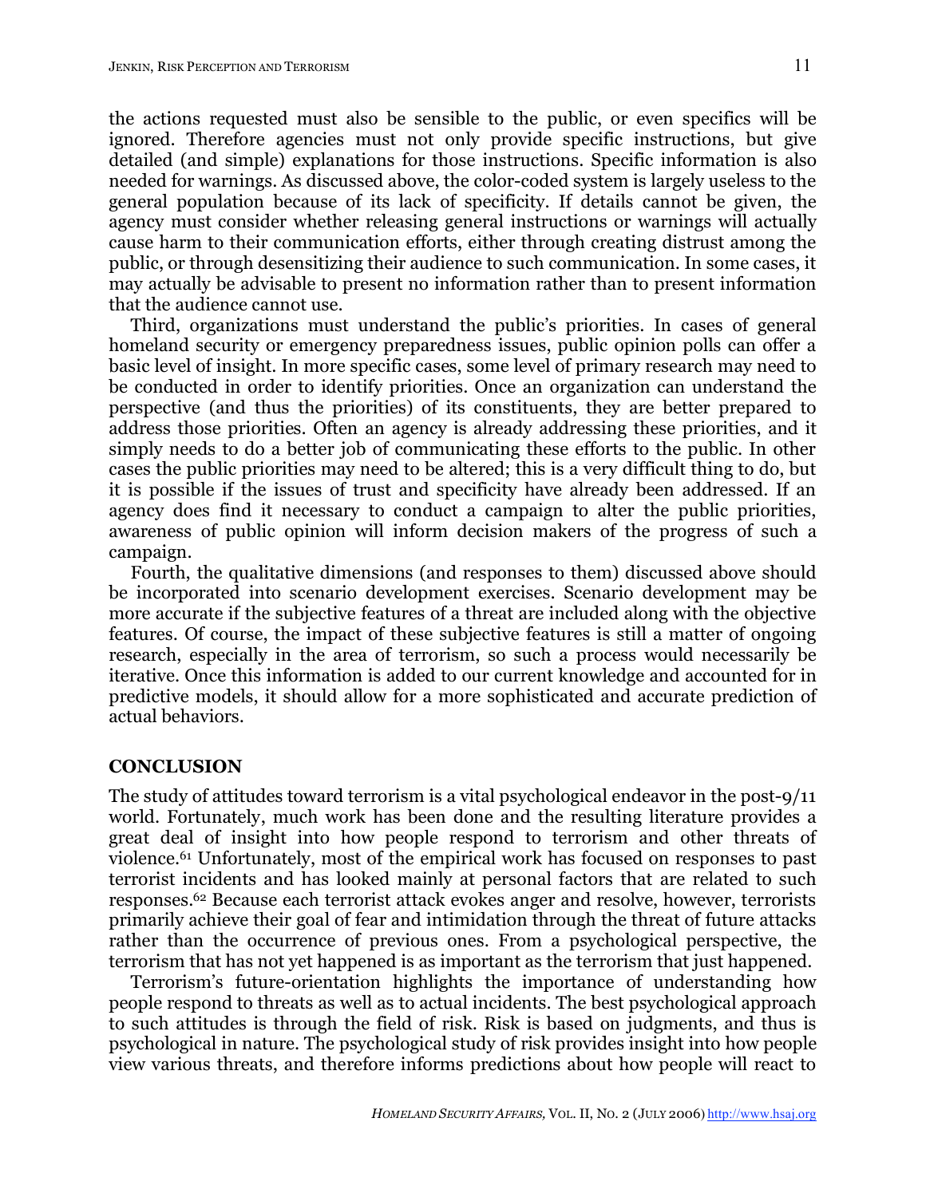the actions requested must also be sensible to the public, or even specifics will be ignored. Therefore agencies must not only provide specific instructions, but give detailed (and simple) explanations for those instructions. Specific information is also needed for warnings. As discussed above, the color-coded system is largely useless to the general population because of its lack of specificity. If details cannot be given, the agency must consider whether releasing general instructions or warnings will actually cause harm to their communication efforts, either through creating distrust among the public, or through desensitizing their audience to such communication. In some cases, it may actually be advisable to present no information rather than to present information that the audience cannot use.

Third, organizations must understand the public's priorities. In cases of general homeland security or emergency preparedness issues, public opinion polls can offer a basic level of insight. In more specific cases, some level of primary research may need to be conducted in order to identify priorities. Once an organization can understand the perspective (and thus the priorities) of its constituents, they are better prepared to address those priorities. Often an agency is already addressing these priorities, and it simply needs to do a better job of communicating these efforts to the public. In other cases the public priorities may need to be altered; this is a very difficult thing to do, but it is possible if the issues of trust and specificity have already been addressed. If an agency does find it necessary to conduct a campaign to alter the public priorities, awareness of public opinion will inform decision makers of the progress of such a campaign.

Fourth, the qualitative dimensions (and responses to them) discussed above should be incorporated into scenario development exercises. Scenario development may be more accurate if the subjective features of a threat are included along with the objective features. Of course, the impact of these subjective features is still a matter of ongoing research, especially in the area of terrorism, so such a process would necessarily be iterative. Once this information is added to our current knowledge and accounted for in predictive models, it should allow for a more sophisticated and accurate prediction of actual behaviors.

## CONCLUSION

The study of attitudes toward terrorism is a vital psychological endeavor in the post-9/11 world. Fortunately, much work has been done and the resulting literature provides a great deal of insight into how people respond to terrorism and other threats of violence.[61] Unfortunately, most of the empirical work has focused on responses to past terrorist incidents and has looked mainly at personal factors that are related to such responses.[62] Because each terrorist attack evokes anger and resolve, however, terrorists primarily achieve their goal of fear and intimidation through the threat of future attacks rather than the occurrence of previous ones. From a psychological perspective, the terrorism that has not yet happened is as important as the terrorism that just happened.

Terrorism's future-orientation highlights the importance of understanding how people respond to threats as well as to actual incidents. The best psychological approach to such attitudes is through the field of risk. Risk is based on judgments, and thus is psychological in nature. The psychological study of risk provides insight into how people view various threats, and therefore informs predictions about how people will react to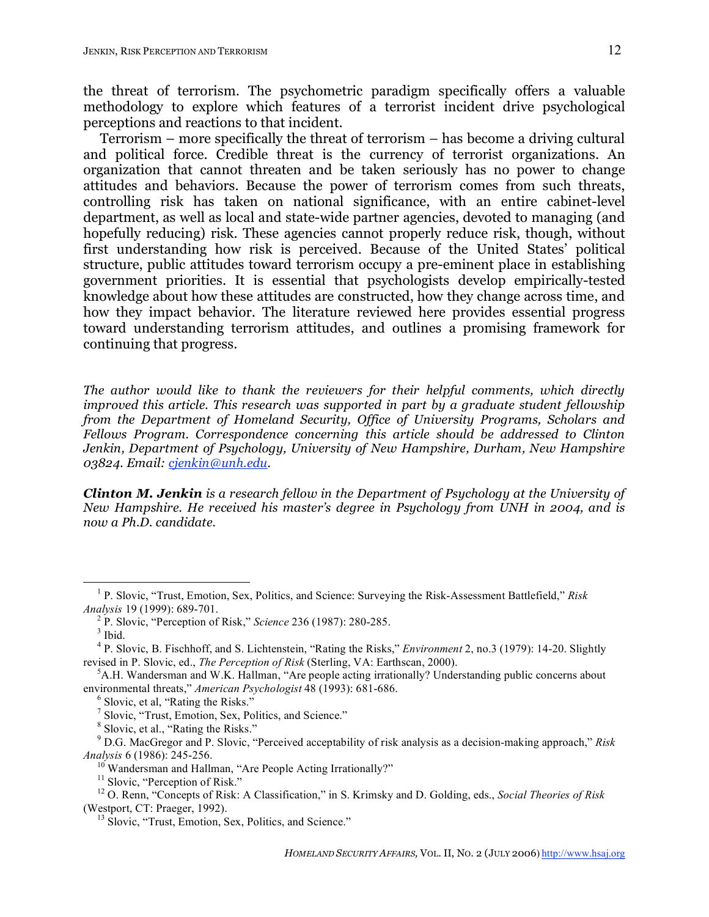the threat of terrorism. The psychometric paradigm specifically offers a valuable methodology to explore which features of a terrorist incident drive psychological perceptions and reactions to that incident.

Terrorism – more specifically the threat of terrorism – has become a driving cultural and political force. Credible threat is the currency of terrorist organizations. An organization that cannot threaten and be taken seriously has no power to change attitudes and behaviors. Because the power of terrorism comes from such threats, controlling risk has taken on national significance, with an entire cabinet-level department, as well as local and state-wide partner agencies, devoted to managing (and hopefully reducing) risk. These agencies cannot properly reduce risk, though, without first understanding how risk is perceived. Because of the United States' political structure, public attitudes toward terrorism occupy a pre-eminent place in establishing government priorities. It is essential that psychologists develop empirically-tested knowledge about how these attitudes are constructed, how they change across time, and how they impact behavior. The literature reviewed here provides essential progress toward understanding terrorism attitudes, and outlines a promising framework for continuing that progress.

*The author would like to thank the reviewers for their helpful comments, which directly improved this article. This research was supported in part by a graduate student fellowship from the Department of Homeland Security, Office of University Programs, Scholars and Fellows Program. Correspondence concerning this article should be addressed to Clinton Jenkin, Department of Psychology, University of New Hampshire, Durham, New Hampshire 03824. Email: cjenkin@unh.edu.*

***Clinton M. Jenkin*** *is a research fellow in the Department of Psychology at the University of New Hampshire. He received his master's degree in Psychology from UNH in 2004, and is now a Ph.D. candidate.*

---

[1] P. Slovic, "Trust, Emotion, Sex, Politics, and Science: Surveying the Risk-Assessment Battlefield," *Risk Analysis* 19 (1999): 689-701.

[2] P. Slovic, "Perception of Risk," *Science* 236 (1987): 280-285.

[3] Ibid.

[4] P. Slovic, B. Fischhoff, and S. Lichtenstein, "Rating the Risks," *Environment* 2, no.3 (1979): 14-20. Slightly revised in P. Slovic, ed., *The Perception of Risk* (Sterling, VA: Earthscan, 2000).

[5] A.H. Wandersman and W.K. Hallman, "Are people acting irrationally? Understanding public concerns about environmental threats," *American Psychologist* 48 (1993): 681-686.

[6] Slovic, et al, "Rating the Risks."

[7] Slovic, "Trust, Emotion, Sex, Politics, and Science."

[8] Slovic, et al., "Rating the Risks."

[9] D.G. MacGregor and P. Slovic, "Perceived acceptability of risk analysis as a decision-making approach," *Risk Analysis* 6 (1986): 245-256.

[10] Wandersman and Hallman, "Are People Acting Irrationally?"

[11] Slovic, "Perception of Risk."

[12] O. Renn, "Concepts of Risk: A Classification," in S. Krimsky and D. Golding, eds., *Social Theories of Risk* (Westport, CT: Praeger, 1992).

[13] Slovic, "Trust, Emotion, Sex, Politics, and Science."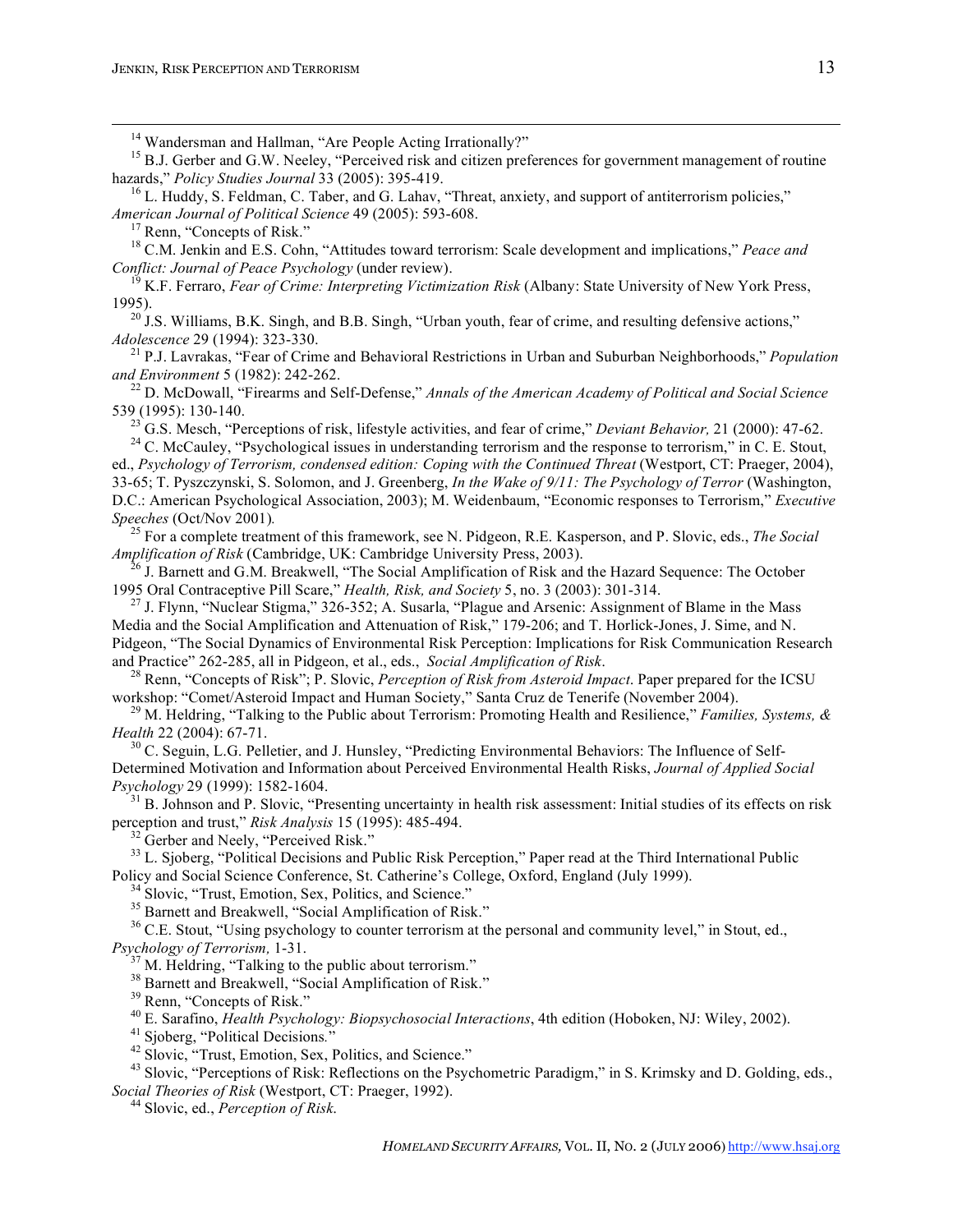[14] Wandersman and Hallman, "Are People Acting Irrationally?"

[15] B.J. Gerber and G.W. Neeley, "Perceived risk and citizen preferences for government management of routine hazards," *Policy Studies Journal* 33 (2005): 395-419.

[16] L. Huddy, S. Feldman, C. Taber, and G. Lahav, "Threat, anxiety, and support of antiterrorism policies," *American Journal of Political Science* 49 (2005): 593-608.

[17] Renn, "Concepts of Risk."

[18] C.M. Jenkin and E.S. Cohn, "Attitudes toward terrorism: Scale development and implications," *Peace and Conflict: Journal of Peace Psychology* (under review).

[19] K.F. Ferraro, *Fear of Crime: Interpreting Victimization Risk* (Albany: State University of New York Press, 1995).

[20] J.S. Williams, B.K. Singh, and B.B. Singh, "Urban youth, fear of crime, and resulting defensive actions," *Adolescence* 29 (1994): 323-330.

[21] P.J. Lavrakas, "Fear of Crime and Behavioral Restrictions in Urban and Suburban Neighborhoods," *Population and Environment* 5 (1982): 242-262.

[22] D. McDowall, "Firearms and Self-Defense," *Annals of the American Academy of Political and Social Science* 539 (1995): 130-140.

[23] G.S. Mesch, "Perceptions of risk, lifestyle activities, and fear of crime," *Deviant Behavior,* 21 (2000): 47-62.

[24] C. McCauley, "Psychological issues in understanding terrorism and the response to terrorism," in C. E. Stout, ed., *Psychology of Terrorism, condensed edition: Coping with the Continued Threat* (Westport, CT: Praeger, 2004), 33-65; T. Pyszczynski, S. Solomon, and J. Greenberg, *In the Wake of 9/11: The Psychology of Terror* (Washington, D.C.: American Psychological Association, 2003); M. Weidenbaum, "Economic responses to Terrorism," *Executive Speeches* (Oct/Nov 2001).

[25] For a complete treatment of this framework, see N. Pidgeon, R.E. Kasperson, and P. Slovic, eds., *The Social Amplification of Risk* (Cambridge, UK: Cambridge University Press, 2003).

[26] J. Barnett and G.M. Breakwell, "The Social Amplification of Risk and the Hazard Sequence: The October 1995 Oral Contraceptive Pill Scare," *Health, Risk, and Society* 5, no. 3 (2003): 301-314.

[27] J. Flynn, "Nuclear Stigma," 326-352; A. Susarla, "Plague and Arsenic: Assignment of Blame in the Mass Media and the Social Amplification and Attenuation of Risk," 179-206; and T. Horlick-Jones, J. Sime, and N. Pidgeon, "The Social Dynamics of Environmental Risk Perception: Implications for Risk Communication Research and Practice" 262-285, all in Pidgeon, et al., eds., *Social Amplification of Risk*.

[28] Renn, "Concepts of Risk"; P. Slovic, *Perception of Risk from Asteroid Impact*. Paper prepared for the ICSU workshop: "Comet/Asteroid Impact and Human Society," Santa Cruz de Tenerife (November 2004).

[29] M. Heldring, "Talking to the Public about Terrorism: Promoting Health and Resilience," *Families, Systems, & Health* 22 (2004): 67-71.

[30] C. Seguin, L.G. Pelletier, and J. Hunsley, "Predicting Environmental Behaviors: The Influence of Self-Determined Motivation and Information about Perceived Environmental Health Risks, *Journal of Applied Social Psychology* 29 (1999): 1582-1604.

[31] B. Johnson and P. Slovic, "Presenting uncertainty in health risk assessment: Initial studies of its effects on risk perception and trust," *Risk Analysis* 15 (1995): 485-494.

[32] Gerber and Neely, "Perceived Risk."

[33] L. Sjoberg, "Political Decisions and Public Risk Perception," Paper read at the Third International Public Policy and Social Science Conference, St. Catherine's College, Oxford, England (July 1999).

[34] Slovic, "Trust, Emotion, Sex, Politics, and Science."

[35] Barnett and Breakwell, "Social Amplification of Risk."

[36] C.E. Stout, "Using psychology to counter terrorism at the personal and community level," in Stout, ed., *Psychology of Terrorism,* 1-31.

[37] M. Heldring, "Talking to the public about terrorism."

[38] Barnett and Breakwell, "Social Amplification of Risk."

[39] Renn, "Concepts of Risk."

[40] E. Sarafino, *Health Psychology: Biopsychosocial Interactions*, 4th edition (Hoboken, NJ: Wiley, 2002).

[41] Sjoberg, "Political Decisions."

[42] Slovic, "Trust, Emotion, Sex, Politics, and Science."

[43] Slovic, "Perceptions of Risk: Reflections on the Psychometric Paradigm," in S. Krimsky and D. Golding, eds., *Social Theories of Risk* (Westport, CT: Praeger, 1992).

[44] Slovic, ed., *Perception of Risk*.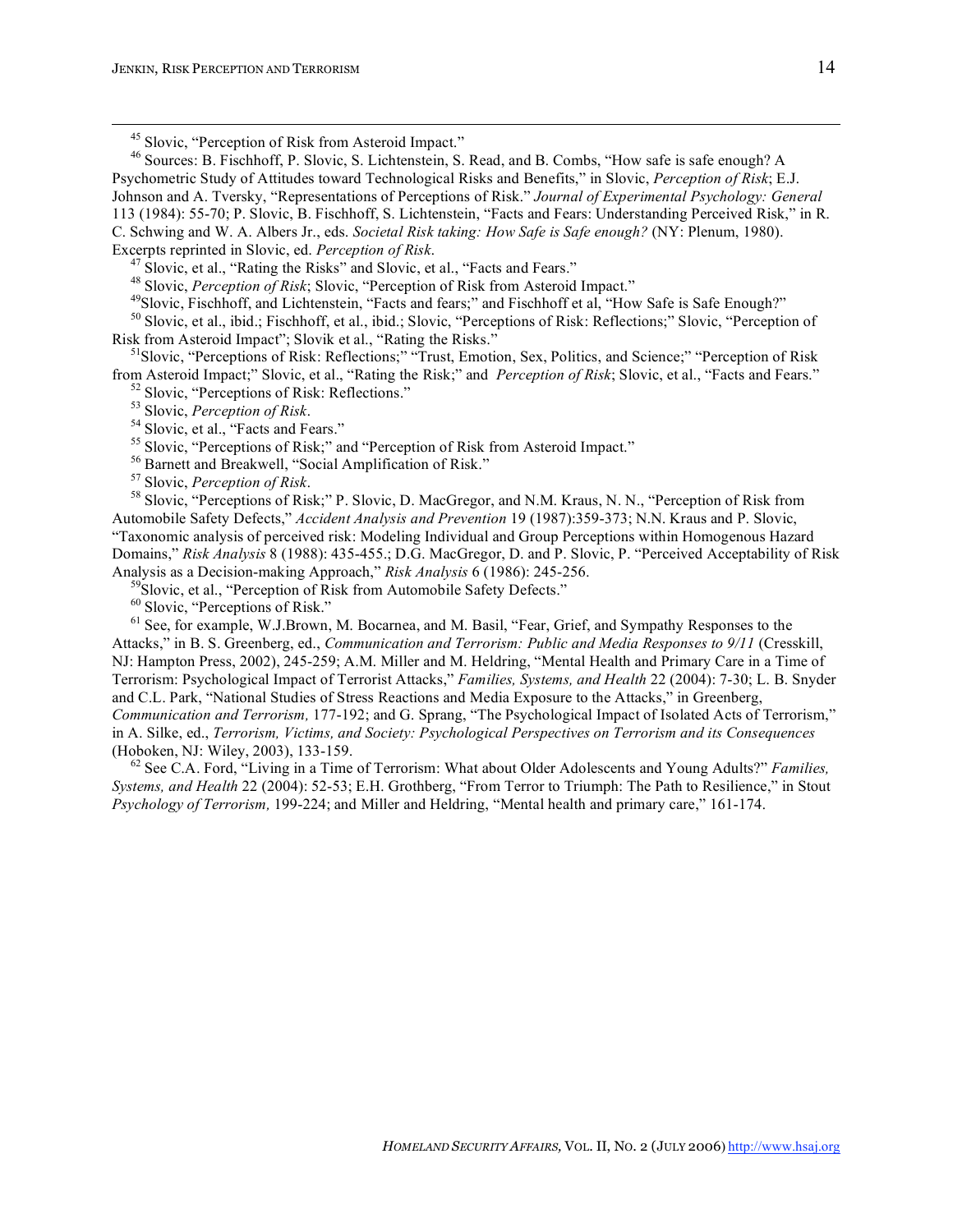[45] Slovic, "Perception of Risk from Asteroid Impact."

[46] Sources: B. Fischhoff, P. Slovic, S. Lichtenstein, S. Read, and B. Combs, "How safe is safe enough? A Psychometric Study of Attitudes toward Technological Risks and Benefits," in Slovic, *Perception of Risk*; E.J. Johnson and A. Tversky, "Representations of Perceptions of Risk." *Journal of Experimental Psychology: General* 113 (1984): 55-70; P. Slovic, B. Fischhoff, S. Lichtenstein, "Facts and Fears: Understanding Perceived Risk," in R. C. Schwing and W. A. Albers Jr., eds. *Societal Risk taking: How Safe is Safe enough?* (NY: Plenum, 1980). Excerpts reprinted in Slovic, ed. *Perception of Risk*.

[47] Slovic, et al., "Rating the Risks" and Slovic, et al., "Facts and Fears."

[48] Slovic, *Perception of Risk*; Slovic, "Perception of Risk from Asteroid Impact."

[49] Slovic, Fischhoff, and Lichtenstein, "Facts and fears;" and Fischhoff et al, "How Safe is Safe Enough?"

[50] Slovic, et al., ibid.; Fischhoff, et al., ibid.; Slovic, "Perceptions of Risk: Reflections;" Slovic, "Perception of Risk from Asteroid Impact"; Slovik et al., "Rating the Risks."

[51] Slovic, "Perceptions of Risk: Reflections;" "Trust, Emotion, Sex, Politics, and Science;" "Perception of Risk from Asteroid Impact;" Slovic, et al., "Rating the Risk;" and *Perception of Risk*; Slovic, et al., "Facts and Fears."

[52] Slovic, "Perceptions of Risk: Reflections."

[53] Slovic, *Perception of Risk*.

[54] Slovic, et al., "Facts and Fears."

[55] Slovic, "Perceptions of Risk;" and "Perception of Risk from Asteroid Impact."

[56] Barnett and Breakwell, "Social Amplification of Risk."

[57] Slovic, *Perception of Risk*.

[58] Slovic, "Perceptions of Risk;" P. Slovic, D. MacGregor, and N.M. Kraus, N. N., "Perception of Risk from Automobile Safety Defects," *Accident Analysis and Prevention* 19 (1987):359-373; N.N. Kraus and P. Slovic, "Taxonomic analysis of perceived risk: Modeling Individual and Group Perceptions within Homogenous Hazard Domains," *Risk Analysis* 8 (1988): 435-455.; D.G. MacGregor, D. and P. Slovic, P. "Perceived Acceptability of Risk Analysis as a Decision-making Approach," *Risk Analysis* 6 (1986): 245-256.

[59] Slovic, et al., "Perception of Risk from Automobile Safety Defects."

[60] Slovic, "Perceptions of Risk."

[61] See, for example, W.J.Brown, M. Bocarnea, and M. Basil, "Fear, Grief, and Sympathy Responses to the Attacks," in B. S. Greenberg, ed., *Communication and Terrorism: Public and Media Responses to 9/11* (Cresskill, NJ: Hampton Press, 2002), 245-259; A.M. Miller and M. Heldring, "Mental Health and Primary Care in a Time of Terrorism: Psychological Impact of Terrorist Attacks," *Families, Systems, and Health* 22 (2004): 7-30; L. B. Snyder and C.L. Park, "National Studies of Stress Reactions and Media Exposure to the Attacks," in Greenberg, *Communication and Terrorism,* 177-192; and G. Sprang, "The Psychological Impact of Isolated Acts of Terrorism," in A. Silke, ed., *Terrorism, Victims, and Society: Psychological Perspectives on Terrorism and its Consequences* (Hoboken, NJ: Wiley, 2003), 133-159.

[62] See C.A. Ford, "Living in a Time of Terrorism: What about Older Adolescents and Young Adults?" *Families, Systems, and Health* 22 (2004): 52-53; E.H. Grothberg, "From Terror to Triumph: The Path to Resilience," in Stout *Psychology of Terrorism,* 199-224; and Miller and Heldring, "Mental health and primary care," 161-174.